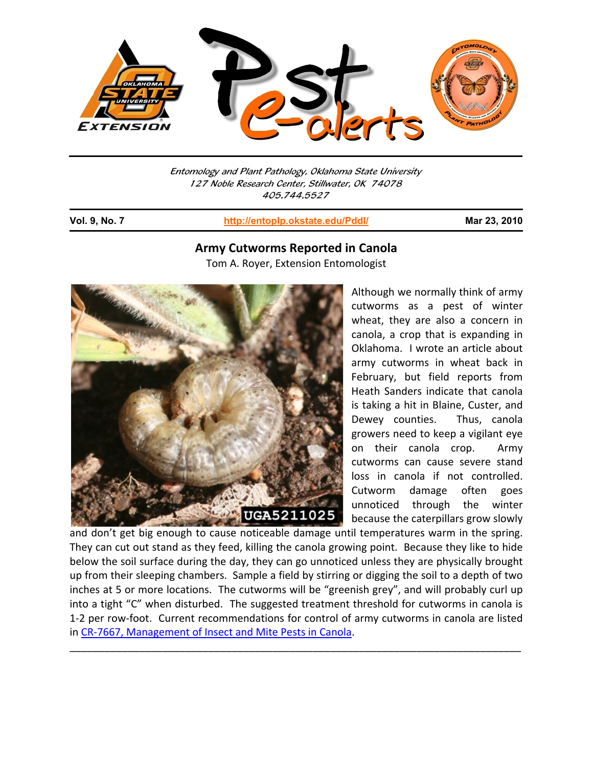Entomology and Plant Pathology, Oklahoma State University
127 Noble Research Center, Stillwater, OK 74078
405.744.5527

**Vol. 9, No. 7** | **http://entoplp.okstate.edu/Pddl/** | **Mar 23, 2010**

## Army Cutworms Reported in Canola

Tom A. Royer, Extension Entomologist

Although we normally think of army cutworms as a pest of winter wheat, they are also a concern in canola, a crop that is expanding in Oklahoma. I wrote an article about army cutworms in wheat back in February, but field reports from Heath Sanders indicate that canola is taking a hit in Blaine, Custer, and Dewey counties. Thus, canola growers need to keep a vigilant eye on their canola crop. Army cutworms can cause severe stand loss in canola if not controlled. Cutworm damage often goes unnoticed through the winter because the caterpillars grow slowly and don't get big enough to cause noticeable damage until temperatures warm in the spring. They can cut out stand as they feed, killing the canola growing point. Because they like to hide below the soil surface during the day, they can go unnoticed unless they are physically brought up from their sleeping chambers. Sample a field by stirring or digging the soil to a depth of two inches at 5 or more locations. The cutworms will be "greenish grey", and will probably curl up into a tight "C" when disturbed. The suggested treatment threshold for cutworms in canola is 1-2 per row-foot. Current recommendations for control of army cutworms in canola are listed in CR-7667, Management of Insect and Mite Pests in Canola.

---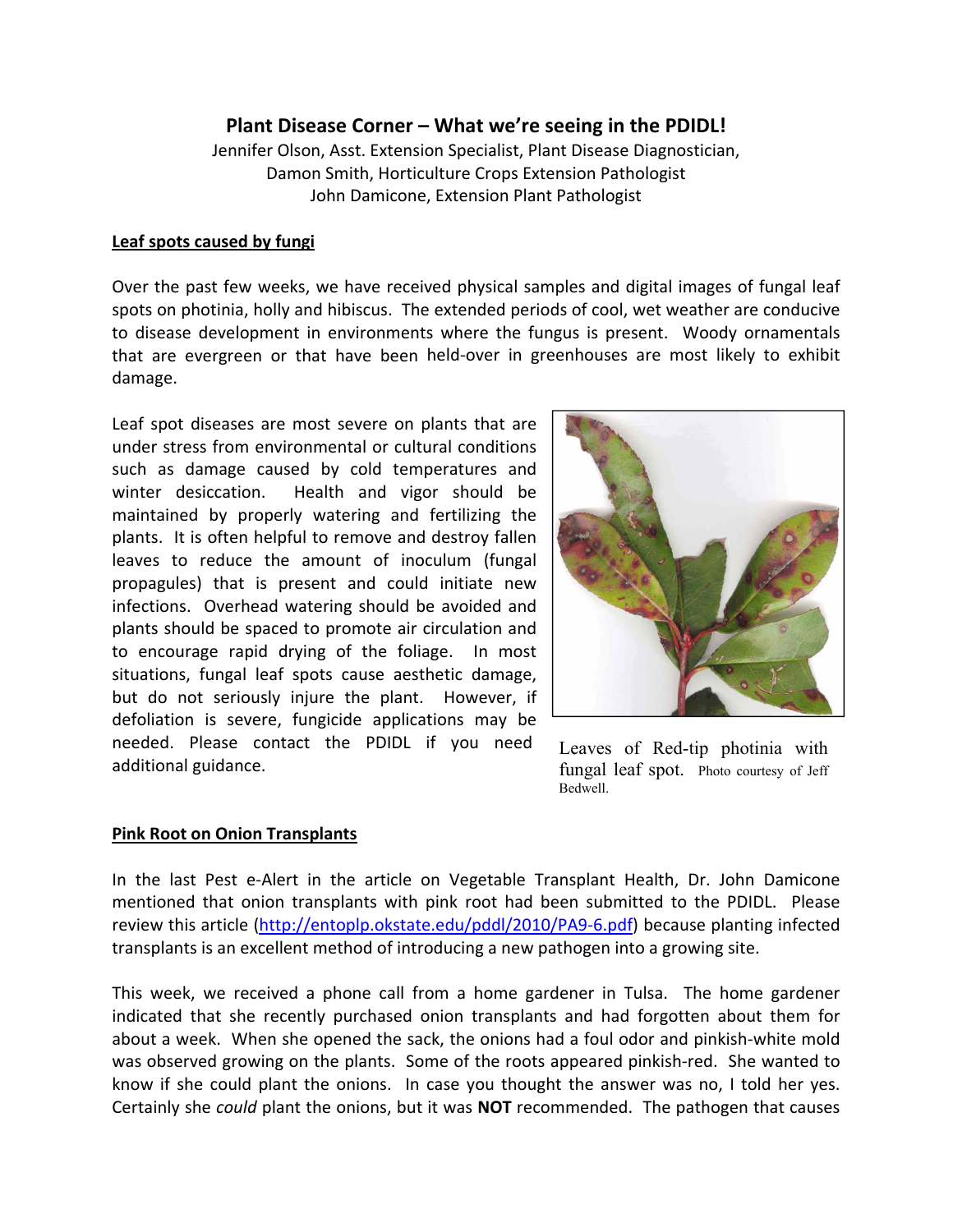## Plant Disease Corner – What we're seeing in the PDIDL!

Jennifer Olson, Asst. Extension Specialist, Plant Disease Diagnostician,
Damon Smith, Horticulture Crops Extension Pathologist
John Damicone, Extension Plant Pathologist

### Leaf spots caused by fungi

Over the past few weeks, we have received physical samples and digital images of fungal leaf spots on photinia, holly and hibiscus. The extended periods of cool, wet weather are conducive to disease development in environments where the fungus is present. Woody ornamentals that are evergreen or that have been held-over in greenhouses are most likely to exhibit damage.

Leaf spot diseases are most severe on plants that are under stress from environmental or cultural conditions such as damage caused by cold temperatures and winter desiccation. Health and vigor should be maintained by properly watering and fertilizing the plants. It is often helpful to remove and destroy fallen leaves to reduce the amount of inoculum (fungal propagules) that is present and could initiate new infections. Overhead watering should be avoided and plants should be spaced to promote air circulation and to encourage rapid drying of the foliage. In most situations, fungal leaf spots cause aesthetic damage, but do not seriously injure the plant. However, if defoliation is severe, fungicide applications may be needed. Please contact the PDIDL if you need additional guidance.

Leaves of Red-tip photinia with fungal leaf spot. Photo courtesy of Jeff Bedwell.

### Pink Root on Onion Transplants

In the last Pest e-Alert in the article on Vegetable Transplant Health, Dr. John Damicone mentioned that onion transplants with pink root had been submitted to the PDIDL. Please review this article (http://entoplp.okstate.edu/pddl/2010/PA9-6.pdf) because planting infected transplants is an excellent method of introducing a new pathogen into a growing site.

This week, we received a phone call from a home gardener in Tulsa. The home gardener indicated that she recently purchased onion transplants and had forgotten about them for about a week. When she opened the sack, the onions had a foul odor and pinkish-white mold was observed growing on the plants. Some of the roots appeared pinkish-red. She wanted to know if she could plant the onions. In case you thought the answer was no, I told her yes. Certainly she *could* plant the onions, but it was **NOT** recommended. The pathogen that causes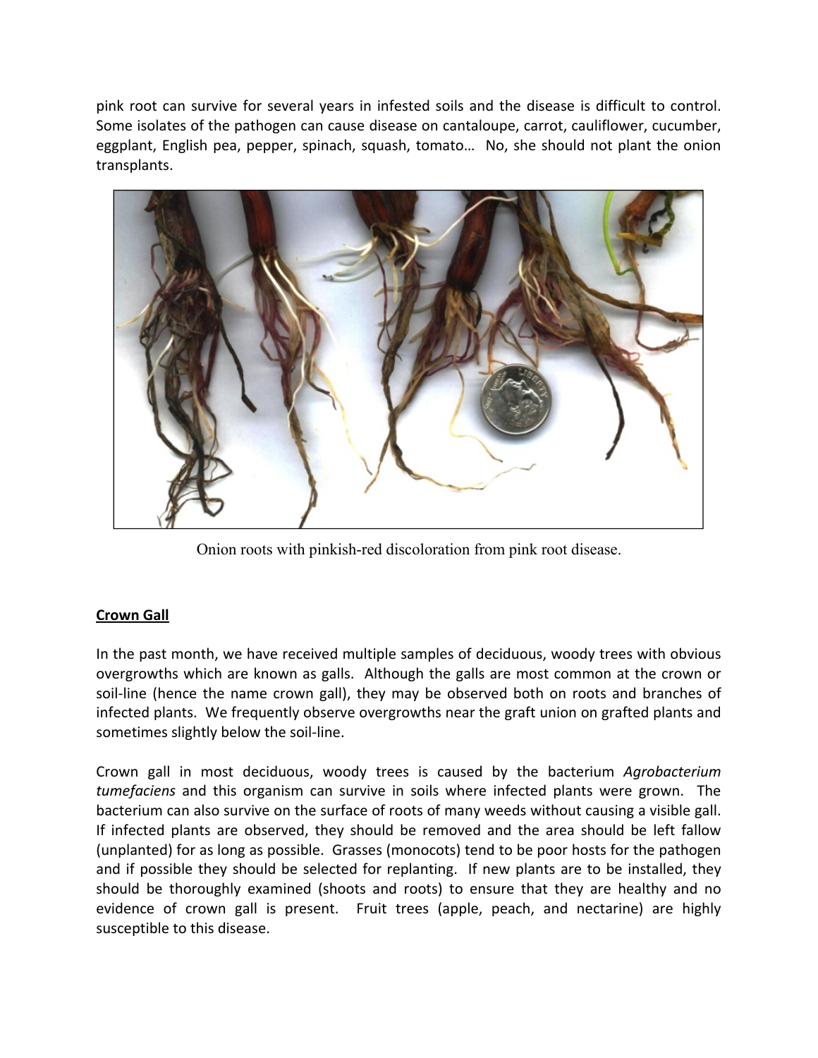pink root can survive for several years in infested soils and the disease is difficult to control. Some isolates of the pathogen can cause disease on cantaloupe, carrot, cauliflower, cucumber, eggplant, English pea, pepper, spinach, squash, tomato… No, she should not plant the onion transplants.

Onion roots with pinkish-red discoloration from pink root disease.

**Crown Gall**

In the past month, we have received multiple samples of deciduous, woody trees with obvious overgrowths which are known as galls. Although the galls are most common at the crown or soil-line (hence the name crown gall), they may be observed both on roots and branches of infected plants. We frequently observe overgrowths near the graft union on grafted plants and sometimes slightly below the soil-line.

Crown gall in most deciduous, woody trees is caused by the bacterium *Agrobacterium tumefaciens* and this organism can survive in soils where infected plants were grown. The bacterium can also survive on the surface of roots of many weeds without causing a visible gall. If infected plants are observed, they should be removed and the area should be left fallow (unplanted) for as long as possible. Grasses (monocots) tend to be poor hosts for the pathogen and if possible they should be selected for replanting. If new plants are to be installed, they should be thoroughly examined (shoots and roots) to ensure that they are healthy and no evidence of crown gall is present. Fruit trees (apple, peach, and nectarine) are highly susceptible to this disease.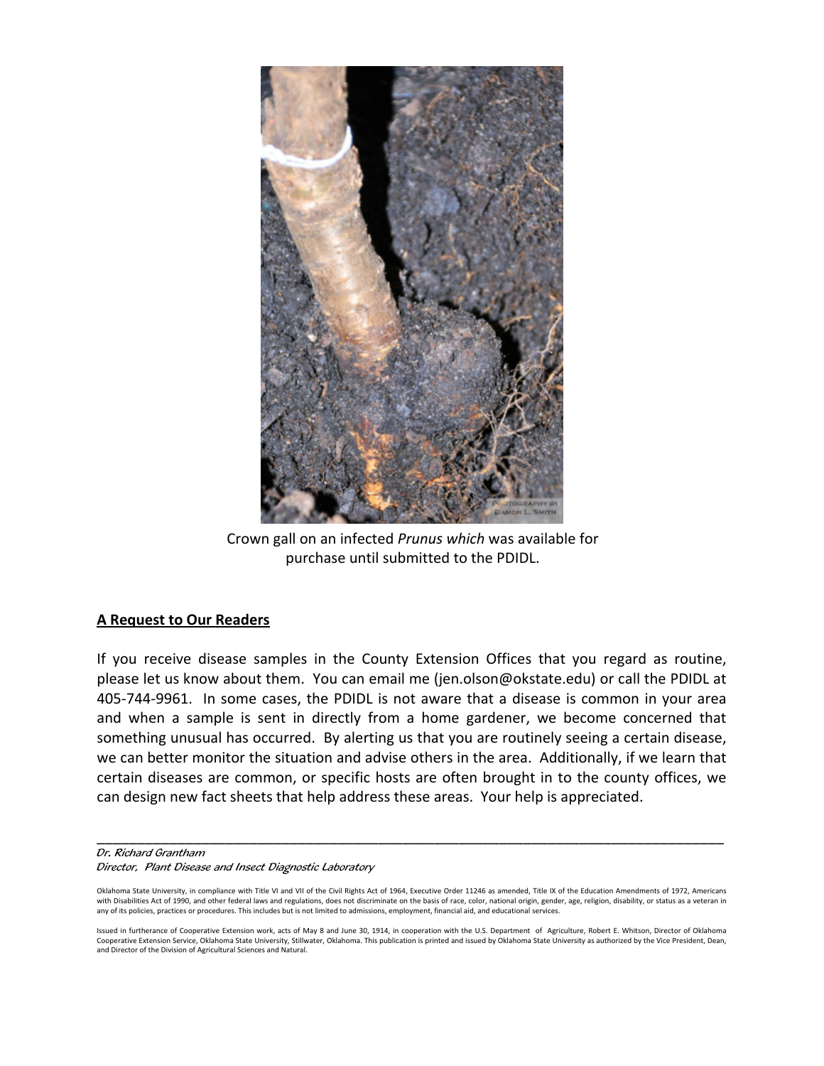Crown gall on an infected *Prunus which* was available for purchase until submitted to the PDIDL.

## A Request to Our Readers

If you receive disease samples in the County Extension Offices that you regard as routine, please let us know about them. You can email me (jen.olson@okstate.edu) or call the PDIDL at 405-744-9961. In some cases, the PDIDL is not aware that a disease is common in your area and when a sample is sent in directly from a home gardener, we become concerned that something unusual has occurred. By alerting us that you are routinely seeing a certain disease, we can better monitor the situation and advise others in the area. Additionally, if we learn that certain diseases are common, or specific hosts are often brought in to the county offices, we can design new fact sheets that help address these areas. Your help is appreciated.

---

*Dr. Richard Grantham*
*Director, Plant Disease and Insect Diagnostic Laboratory*

Oklahoma State University, in compliance with Title VI and VII of the Civil Rights Act of 1964, Executive Order 11246 as amended, Title IX of the Education Amendments of 1972, Americans with Disabilities Act of 1990, and other federal laws and regulations, does not discriminate on the basis of race, color, national origin, gender, age, religion, disability, or status as a veteran in any of its policies, practices or procedures. This includes but is not limited to admissions, employment, financial aid, and educational services.

Issued in furtherance of Cooperative Extension work, acts of May 8 and June 30, 1914, in cooperation with the U.S. Department of Agriculture, Robert E. Whitson, Director of Oklahoma Cooperative Extension Service, Oklahoma State University, Stillwater, Oklahoma. This publication is printed and issued by Oklahoma State University as authorized by the Vice President, Dean, and Director of the Division of Agricultural Sciences and Natural.